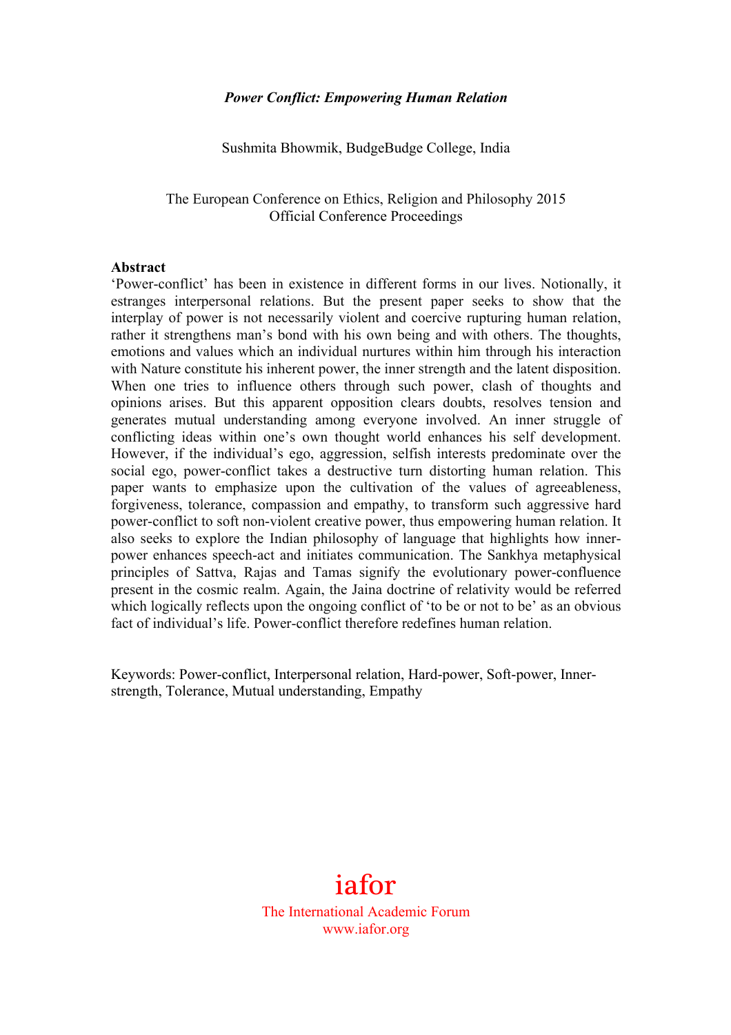***Power Conflict: Empowering Human Relation***

Sushmita Bhowmik, BudgeBudge College, India

The European Conference on Ethics, Religion and Philosophy 2015
Official Conference Proceedings

**Abstract**

'Power-conflict' has been in existence in different forms in our lives. Notionally, it estranges interpersonal relations. But the present paper seeks to show that the interplay of power is not necessarily violent and coercive rupturing human relation, rather it strengthens man's bond with his own being and with others. The thoughts, emotions and values which an individual nurtures within him through his interaction with Nature constitute his inherent power, the inner strength and the latent disposition. When one tries to influence others through such power, clash of thoughts and opinions arises. But this apparent opposition clears doubts, resolves tension and generates mutual understanding among everyone involved. An inner struggle of conflicting ideas within one's own thought world enhances his self development. However, if the individual's ego, aggression, selfish interests predominate over the social ego, power-conflict takes a destructive turn distorting human relation. This paper wants to emphasize upon the cultivation of the values of agreeableness, forgiveness, tolerance, compassion and empathy, to transform such aggressive hard power-conflict to soft non-violent creative power, thus empowering human relation. It also seeks to explore the Indian philosophy of language that highlights how inner-power enhances speech-act and initiates communication. The Sankhya metaphysical principles of Sattva, Rajas and Tamas signify the evolutionary power-confluence present in the cosmic realm. Again, the Jaina doctrine of relativity would be referred which logically reflects upon the ongoing conflict of 'to be or not to be' as an obvious fact of individual's life. Power-conflict therefore redefines human relation.

Keywords: Power-conflict, Interpersonal relation, Hard-power, Soft-power, Inner-strength, Tolerance, Mutual understanding, Empathy

iafor
The International Academic Forum
www.iafor.org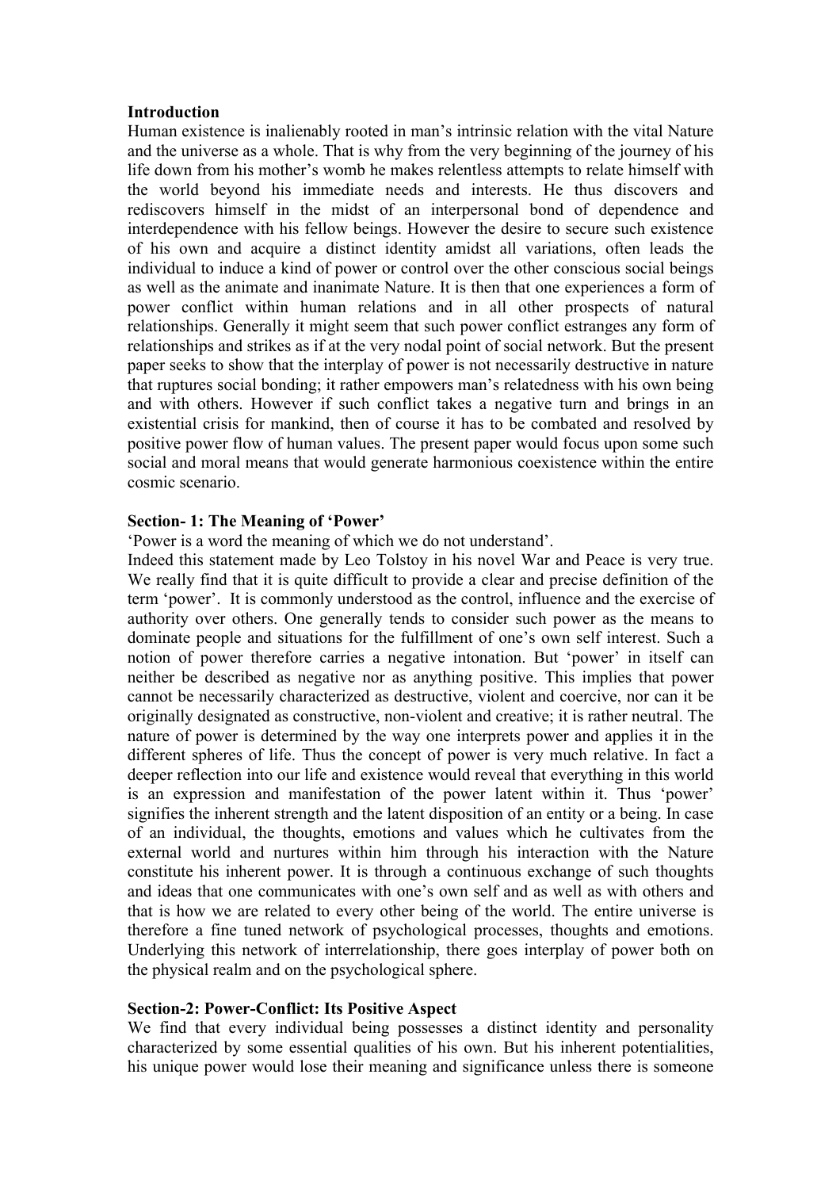**Introduction**

Human existence is inalienably rooted in man's intrinsic relation with the vital Nature and the universe as a whole. That is why from the very beginning of the journey of his life down from his mother's womb he makes relentless attempts to relate himself with the world beyond his immediate needs and interests. He thus discovers and rediscovers himself in the midst of an interpersonal bond of dependence and interdependence with his fellow beings. However the desire to secure such existence of his own and acquire a distinct identity amidst all variations, often leads the individual to induce a kind of power or control over the other conscious social beings as well as the animate and inanimate Nature. It is then that one experiences a form of power conflict within human relations and in all other prospects of natural relationships. Generally it might seem that such power conflict estranges any form of relationships and strikes as if at the very nodal point of social network. But the present paper seeks to show that the interplay of power is not necessarily destructive in nature that ruptures social bonding; it rather empowers man's relatedness with his own being and with others. However if such conflict takes a negative turn and brings in an existential crisis for mankind, then of course it has to be combated and resolved by positive power flow of human values. The present paper would focus upon some such social and moral means that would generate harmonious coexistence within the entire cosmic scenario.

**Section- 1: The Meaning of 'Power'**

'Power is a word the meaning of which we do not understand'.

Indeed this statement made by Leo Tolstoy in his novel War and Peace is very true. We really find that it is quite difficult to provide a clear and precise definition of the term 'power'. It is commonly understood as the control, influence and the exercise of authority over others. One generally tends to consider such power as the means to dominate people and situations for the fulfillment of one's own self interest. Such a notion of power therefore carries a negative intonation. But 'power' in itself can neither be described as negative nor as anything positive. This implies that power cannot be necessarily characterized as destructive, violent and coercive, nor can it be originally designated as constructive, non-violent and creative; it is rather neutral. The nature of power is determined by the way one interprets power and applies it in the different spheres of life. Thus the concept of power is very much relative. In fact a deeper reflection into our life and existence would reveal that everything in this world is an expression and manifestation of the power latent within it. Thus 'power' signifies the inherent strength and the latent disposition of an entity or a being. In case of an individual, the thoughts, emotions and values which he cultivates from the external world and nurtures within him through his interaction with the Nature constitute his inherent power. It is through a continuous exchange of such thoughts and ideas that one communicates with one's own self and as well as with others and that is how we are related to every other being of the world. The entire universe is therefore a fine tuned network of psychological processes, thoughts and emotions. Underlying this network of interrelationship, there goes interplay of power both on the physical realm and on the psychological sphere.

**Section-2: Power-Conflict: Its Positive Aspect**

We find that every individual being possesses a distinct identity and personality characterized by some essential qualities of his own. But his inherent potentialities, his unique power would lose their meaning and significance unless there is someone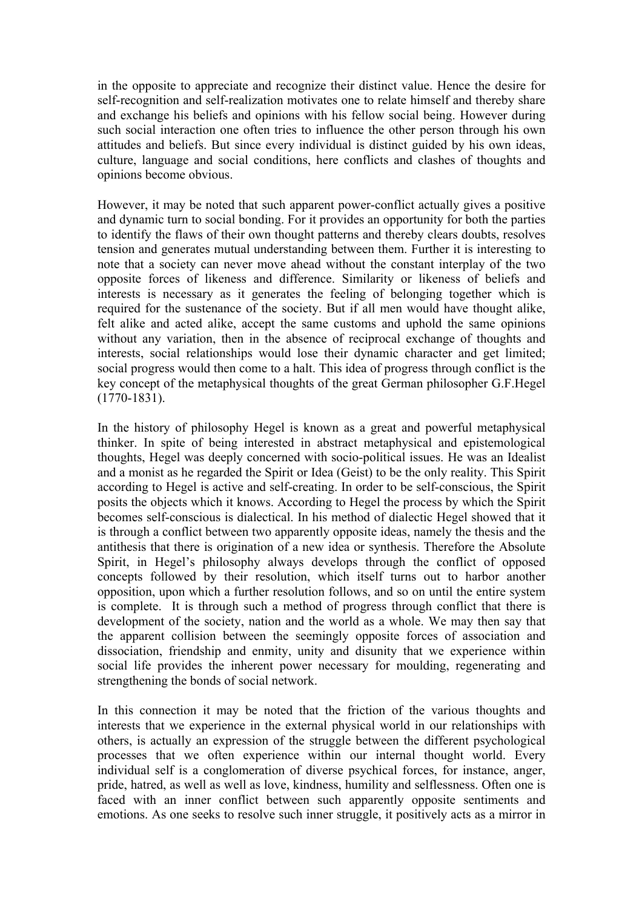in the opposite to appreciate and recognize their distinct value. Hence the desire for self-recognition and self-realization motivates one to relate himself and thereby share and exchange his beliefs and opinions with his fellow social being. However during such social interaction one often tries to influence the other person through his own attitudes and beliefs. But since every individual is distinct guided by his own ideas, culture, language and social conditions, here conflicts and clashes of thoughts and opinions become obvious.

However, it may be noted that such apparent power-conflict actually gives a positive and dynamic turn to social bonding. For it provides an opportunity for both the parties to identify the flaws of their own thought patterns and thereby clears doubts, resolves tension and generates mutual understanding between them. Further it is interesting to note that a society can never move ahead without the constant interplay of the two opposite forces of likeness and difference. Similarity or likeness of beliefs and interests is necessary as it generates the feeling of belonging together which is required for the sustenance of the society. But if all men would have thought alike, felt alike and acted alike, accept the same customs and uphold the same opinions without any variation, then in the absence of reciprocal exchange of thoughts and interests, social relationships would lose their dynamic character and get limited; social progress would then come to a halt. This idea of progress through conflict is the key concept of the metaphysical thoughts of the great German philosopher G.F.Hegel (1770-1831).

In the history of philosophy Hegel is known as a great and powerful metaphysical thinker. In spite of being interested in abstract metaphysical and epistemological thoughts, Hegel was deeply concerned with socio-political issues. He was an Idealist and a monist as he regarded the Spirit or Idea (Geist) to be the only reality. This Spirit according to Hegel is active and self-creating. In order to be self-conscious, the Spirit posits the objects which it knows. According to Hegel the process by which the Spirit becomes self-conscious is dialectical. In his method of dialectic Hegel showed that it is through a conflict between two apparently opposite ideas, namely the thesis and the antithesis that there is origination of a new idea or synthesis. Therefore the Absolute Spirit, in Hegel's philosophy always develops through the conflict of opposed concepts followed by their resolution, which itself turns out to harbor another opposition, upon which a further resolution follows, and so on until the entire system is complete. It is through such a method of progress through conflict that there is development of the society, nation and the world as a whole. We may then say that the apparent collision between the seemingly opposite forces of association and dissociation, friendship and enmity, unity and disunity that we experience within social life provides the inherent power necessary for moulding, regenerating and strengthening the bonds of social network.

In this connection it may be noted that the friction of the various thoughts and interests that we experience in the external physical world in our relationships with others, is actually an expression of the struggle between the different psychological processes that we often experience within our internal thought world. Every individual self is a conglomeration of diverse psychical forces, for instance, anger, pride, hatred, as well as well as love, kindness, humility and selflessness. Often one is faced with an inner conflict between such apparently opposite sentiments and emotions. As one seeks to resolve such inner struggle, it positively acts as a mirror in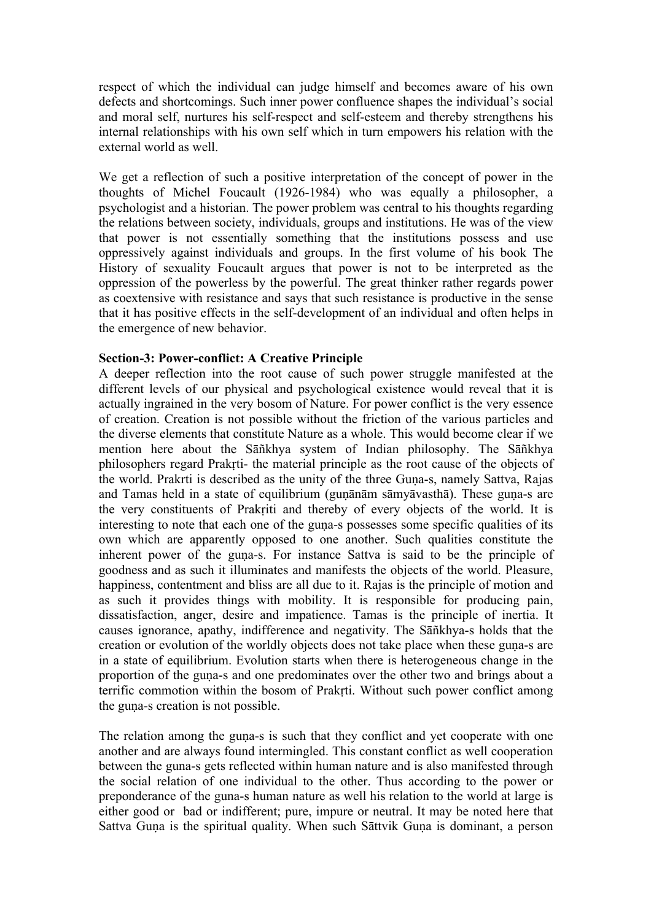respect of which the individual can judge himself and becomes aware of his own defects and shortcomings. Such inner power confluence shapes the individual's social and moral self, nurtures his self-respect and self-esteem and thereby strengthens his internal relationships with his own self which in turn empowers his relation with the external world as well.

We get a reflection of such a positive interpretation of the concept of power in the thoughts of Michel Foucault (1926-1984) who was equally a philosopher, a psychologist and a historian. The power problem was central to his thoughts regarding the relations between society, individuals, groups and institutions. He was of the view that power is not essentially something that the institutions possess and use oppressively against individuals and groups. In the first volume of his book The History of sexuality Foucault argues that power is not to be interpreted as the oppression of the powerless by the powerful. The great thinker rather regards power as coextensive with resistance and says that such resistance is productive in the sense that it has positive effects in the self-development of an individual and often helps in the emergence of new behavior.

**Section-3: Power-conflict: A Creative Principle**

A deeper reflection into the root cause of such power struggle manifested at the different levels of our physical and psychological existence would reveal that it is actually ingrained in the very bosom of Nature. For power conflict is the very essence of creation. Creation is not possible without the friction of the various particles and the diverse elements that constitute Nature as a whole. This would become clear if we mention here about the Sāñkhya system of Indian philosophy. The Sāñkhya philosophers regard Prakṛti- the material principle as the root cause of the objects of the world. Prakrti is described as the unity of the three Guṇa-s, namely Sattva, Rajas and Tamas held in a state of equilibrium (guṇānām sāmyāvasthā). These guṇa-s are the very constituents of Prakṛiti and thereby of every objects of the world. It is interesting to note that each one of the guṇa-s possesses some specific qualities of its own which are apparently opposed to one another. Such qualities constitute the inherent power of the guṇa-s. For instance Sattva is said to be the principle of goodness and as such it illuminates and manifests the objects of the world. Pleasure, happiness, contentment and bliss are all due to it. Rajas is the principle of motion and as such it provides things with mobility. It is responsible for producing pain, dissatisfaction, anger, desire and impatience. Tamas is the principle of inertia. It causes ignorance, apathy, indifference and negativity. The Sāñkhya-s holds that the creation or evolution of the worldly objects does not take place when these guṇa-s are in a state of equilibrium. Evolution starts when there is heterogeneous change in the proportion of the guṇa-s and one predominates over the other two and brings about a terrific commotion within the bosom of Prakṛti. Without such power conflict among the guṇa-s creation is not possible.

The relation among the guṇa-s is such that they conflict and yet cooperate with one another and are always found intermingled. This constant conflict as well cooperation between the guna-s gets reflected within human nature and is also manifested through the social relation of one individual to the other. Thus according to the power or preponderance of the guna-s human nature as well his relation to the world at large is either good or bad or indifferent; pure, impure or neutral. It may be noted here that Sattva Guṇa is the spiritual quality. When such Sāttvik Guṇa is dominant, a person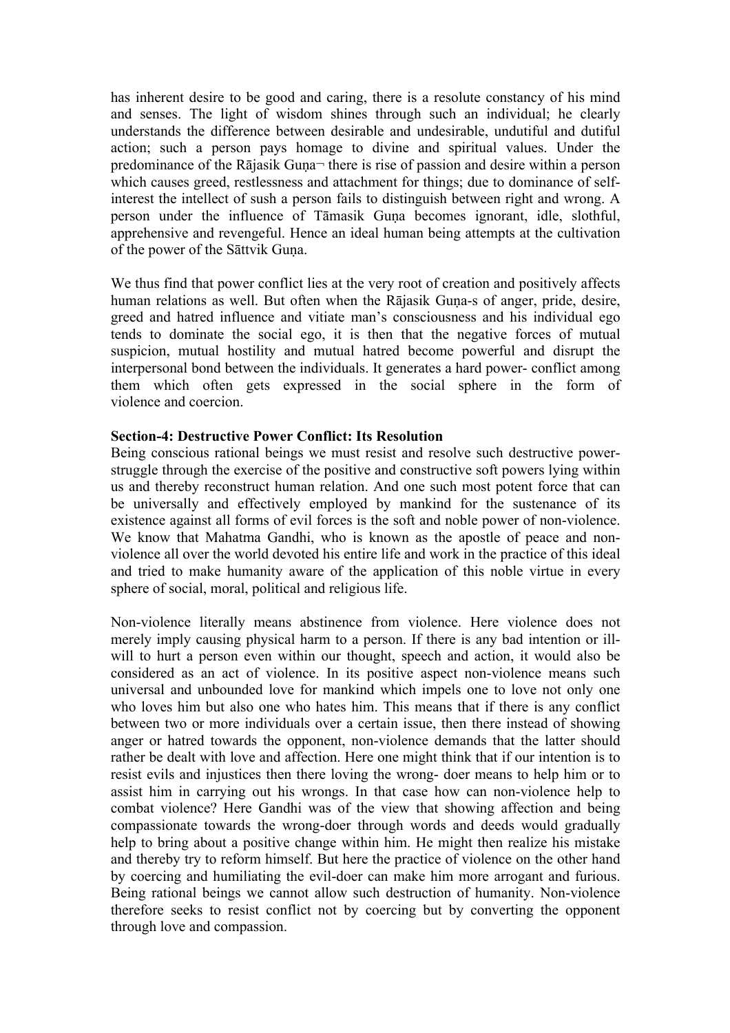has inherent desire to be good and caring, there is a resolute constancy of his mind and senses. The light of wisdom shines through such an individual; he clearly understands the difference between desirable and undesirable, undutiful and dutiful action; such a person pays homage to divine and spiritual values. Under the predominance of the Rājasik Guṇa¬ there is rise of passion and desire within a person which causes greed, restlessness and attachment for things; due to dominance of self-interest the intellect of sush a person fails to distinguish between right and wrong. A person under the influence of Tāmasik Guṇa becomes ignorant, idle, slothful, apprehensive and revengeful. Hence an ideal human being attempts at the cultivation of the power of the Sāttvik Guṇa.

We thus find that power conflict lies at the very root of creation and positively affects human relations as well. But often when the Rājasik Guṇa-s of anger, pride, desire, greed and hatred influence and vitiate man's consciousness and his individual ego tends to dominate the social ego, it is then that the negative forces of mutual suspicion, mutual hostility and mutual hatred become powerful and disrupt the interpersonal bond between the individuals. It generates a hard power- conflict among them which often gets expressed in the social sphere in the form of violence and coercion.

**Section-4: Destructive Power Conflict: Its Resolution**

Being conscious rational beings we must resist and resolve such destructive power-struggle through the exercise of the positive and constructive soft powers lying within us and thereby reconstruct human relation. And one such most potent force that can be universally and effectively employed by mankind for the sustenance of its existence against all forms of evil forces is the soft and noble power of non-violence. We know that Mahatma Gandhi, who is known as the apostle of peace and non-violence all over the world devoted his entire life and work in the practice of this ideal and tried to make humanity aware of the application of this noble virtue in every sphere of social, moral, political and religious life.

Non-violence literally means abstinence from violence. Here violence does not merely imply causing physical harm to a person. If there is any bad intention or ill-will to hurt a person even within our thought, speech and action, it would also be considered as an act of violence. In its positive aspect non-violence means such universal and unbounded love for mankind which impels one to love not only one who loves him but also one who hates him. This means that if there is any conflict between two or more individuals over a certain issue, then there instead of showing anger or hatred towards the opponent, non-violence demands that the latter should rather be dealt with love and affection. Here one might think that if our intention is to resist evils and injustices then there loving the wrong- doer means to help him or to assist him in carrying out his wrongs. In that case how can non-violence help to combat violence? Here Gandhi was of the view that showing affection and being compassionate towards the wrong-doer through words and deeds would gradually help to bring about a positive change within him. He might then realize his mistake and thereby try to reform himself. But here the practice of violence on the other hand by coercing and humiliating the evil-doer can make him more arrogant and furious. Being rational beings we cannot allow such destruction of humanity. Non-violence therefore seeks to resist conflict not by coercing but by converting the opponent through love and compassion.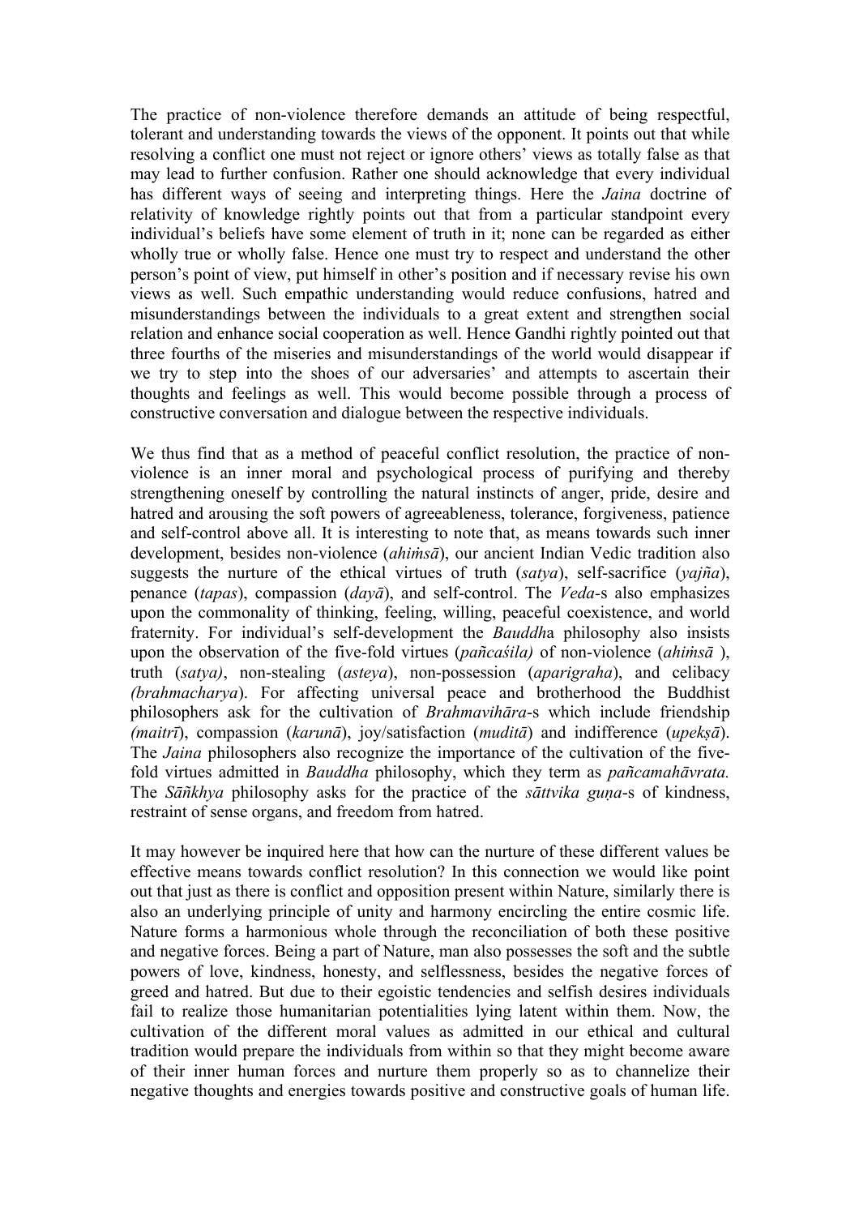The practice of non-violence therefore demands an attitude of being respectful, tolerant and understanding towards the views of the opponent. It points out that while resolving a conflict one must not reject or ignore others' views as totally false as that may lead to further confusion. Rather one should acknowledge that every individual has different ways of seeing and interpreting things. Here the *Jaina* doctrine of relativity of knowledge rightly points out that from a particular standpoint every individual's beliefs have some element of truth in it; none can be regarded as either wholly true or wholly false. Hence one must try to respect and understand the other person's point of view, put himself in other's position and if necessary revise his own views as well. Such empathic understanding would reduce confusions, hatred and misunderstandings between the individuals to a great extent and strengthen social relation and enhance social cooperation as well. Hence Gandhi rightly pointed out that three fourths of the miseries and misunderstandings of the world would disappear if we try to step into the shoes of our adversaries' and attempts to ascertain their thoughts and feelings as well. This would become possible through a process of constructive conversation and dialogue between the respective individuals.

We thus find that as a method of peaceful conflict resolution, the practice of non-violence is an inner moral and psychological process of purifying and thereby strengthening oneself by controlling the natural instincts of anger, pride, desire and hatred and arousing the soft powers of agreeableness, tolerance, forgiveness, patience and self-control above all. It is interesting to note that, as means towards such inner development, besides non-violence (*ahiṁsā*), our ancient Indian Vedic tradition also suggests the nurture of the ethical virtues of truth (*satya*), self-sacrifice (*yajña*), penance (*tapas*), compassion (*dayā*), and self-control. The *Veda*-s also emphasizes upon the commonality of thinking, feeling, willing, peaceful coexistence, and world fraternity. For individual's self-development the *Buddh*a philosophy also insists upon the observation of the five-fold virtues (*pañcaśila)* of non-violence (*ahiṁsā* ), truth (*satya)*, non-stealing (*asteya*), non-possession (*aparigraha*), and celibacy *(brahmacharya*). For affecting universal peace and brotherhood the Buddhist philosophers ask for the cultivation of *Brahmavihāra*-s which include friendship *(maitrī*), compassion (*karunā*), joy/satisfaction (*muditā*) and indifference (*upekṣā*). The *Jaina* philosophers also recognize the importance of the cultivation of the five-fold virtues admitted in *Bauddha* philosophy, which they term as *pañcamahāvrata.* The *Sāñkhya* philosophy asks for the practice of the *sāttvika guṇa*-s of kindness, restraint of sense organs, and freedom from hatred.

It may however be inquired here that how can the nurture of these different values be effective means towards conflict resolution? In this connection we would like point out that just as there is conflict and opposition present within Nature, similarly there is also an underlying principle of unity and harmony encircling the entire cosmic life. Nature forms a harmonious whole through the reconciliation of both these positive and negative forces. Being a part of Nature, man also possesses the soft and the subtle powers of love, kindness, honesty, and selflessness, besides the negative forces of greed and hatred. But due to their egoistic tendencies and selfish desires individuals fail to realize those humanitarian potentialities lying latent within them. Now, the cultivation of the different moral values as admitted in our ethical and cultural tradition would prepare the individuals from within so that they might become aware of their inner human forces and nurture them properly so as to channelize their negative thoughts and energies towards positive and constructive goals of human life.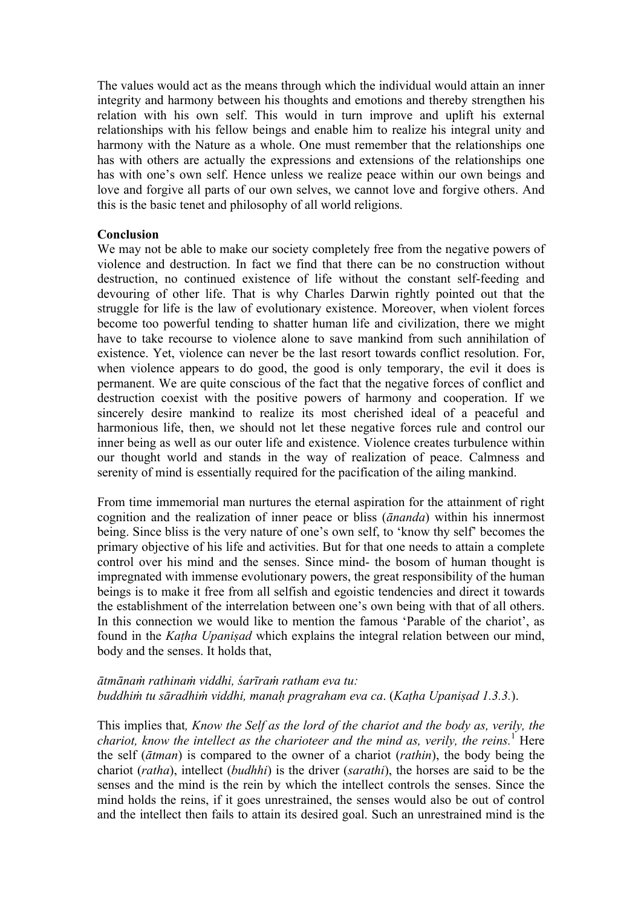The values would act as the means through which the individual would attain an inner integrity and harmony between his thoughts and emotions and thereby strengthen his relation with his own self. This would in turn improve and uplift his external relationships with his fellow beings and enable him to realize his integral unity and harmony with the Nature as a whole. One must remember that the relationships one has with others are actually the expressions and extensions of the relationships one has with one's own self. Hence unless we realize peace within our own beings and love and forgive all parts of our own selves, we cannot love and forgive others. And this is the basic tenet and philosophy of all world religions.

**Conclusion**

We may not be able to make our society completely free from the negative powers of violence and destruction. In fact we find that there can be no construction without destruction, no continued existence of life without the constant self-feeding and devouring of other life. That is why Charles Darwin rightly pointed out that the struggle for life is the law of evolutionary existence. Moreover, when violent forces become too powerful tending to shatter human life and civilization, there we might have to take recourse to violence alone to save mankind from such annihilation of existence. Yet, violence can never be the last resort towards conflict resolution. For, when violence appears to do good, the good is only temporary, the evil it does is permanent. We are quite conscious of the fact that the negative forces of conflict and destruction coexist with the positive powers of harmony and cooperation. If we sincerely desire mankind to realize its most cherished ideal of a peaceful and harmonious life, then, we should not let these negative forces rule and control our inner being as well as our outer life and existence. Violence creates turbulence within our thought world and stands in the way of realization of peace. Calmness and serenity of mind is essentially required for the pacification of the ailing mankind.

From time immemorial man nurtures the eternal aspiration for the attainment of right cognition and the realization of inner peace or bliss (*ānanda*) within his innermost being. Since bliss is the very nature of one's own self, to 'know thy self' becomes the primary objective of his life and activities. But for that one needs to attain a complete control over his mind and the senses. Since mind- the bosom of human thought is impregnated with immense evolutionary powers, the great responsibility of the human beings is to make it free from all selfish and egoistic tendencies and direct it towards the establishment of the interrelation between one's own being with that of all others. In this connection we would like to mention the famous 'Parable of the chariot', as found in the *Kaṭha Upaniṣad* which explains the integral relation between our mind, body and the senses. It holds that,

*ātmānaṁ rathinaṁ viddhi, śarīraṁ ratham eva tu:*
*buddhiṁ tu sāradhiṁ viddhi, manaḥ pragraham eva ca*. (*Kaṭha Upaniṣad 1.3.3.*).

This implies that*, Know the Self as the lord of the chariot and the body as, verily, the chariot, know the intellect as the charioteer and the mind as, verily, the reins.*[1] Here the self (*ātman*) is compared to the owner of a chariot (*rathin*), the body being the chariot (*ratha*), intellect (*budhhi*) is the driver (*sarathi*), the horses are said to be the senses and the mind is the rein by which the intellect controls the senses. Since the mind holds the reins, if it goes unrestrained, the senses would also be out of control and the intellect then fails to attain its desired goal. Such an unrestrained mind is the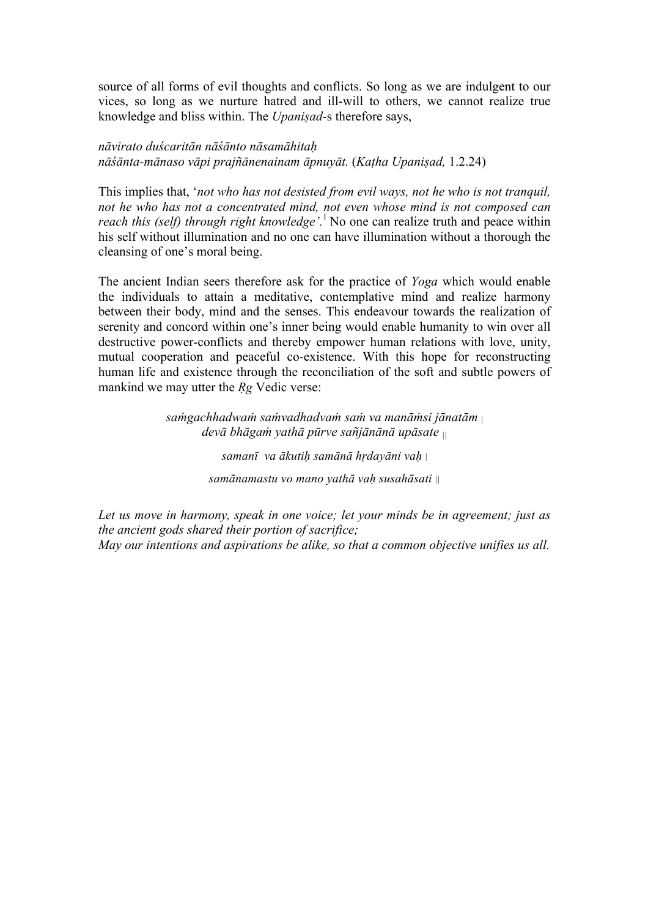source of all forms of evil thoughts and conflicts. So long as we are indulgent to our vices, so long as we nurture hatred and ill-will to others, we cannot realize true knowledge and bliss within. The *Upaniṣad*-s therefore says,

*nāvirato duścaritān nāśānto nāsamāhitaḥ*
*nāśānta-mānaso vāpi prajñānenainam āpnuyāt.* (*Kaṭha Upaniṣad,* 1.2.24)

This implies that, '*not who has not desisted from evil ways, not he who is not tranquil, not he who has not a concentrated mind, not even whose mind is not composed can reach this (self) through right knowledge'.*[1] No one can realize truth and peace within his self without illumination and no one can have illumination without a thorough the cleansing of one's moral being.

The ancient Indian seers therefore ask for the practice of *Yoga* which would enable the individuals to attain a meditative, contemplative mind and realize harmony between their body, mind and the senses. This endeavour towards the realization of serenity and concord within one's inner being would enable humanity to win over all destructive power-conflicts and thereby empower human relations with love, unity, mutual cooperation and peaceful co-existence. With this hope for reconstructing human life and existence through the reconciliation of the soft and subtle powers of mankind we may utter the *Ṛg* Vedic verse:

*saṁgachhadwaṁ saṁvadhadvaṁ saṁ va manāṁsi jānatām* |
*devā bhāgaṁ yathā pūrve sañjānānā upāsate* ||

*samanī va ākutiḥ samānā hṛdayāni vaḥ* |

*samānamastu vo mano yathā vaḥ susahāsati* ||

*Let us move in harmony, speak in one voice; let your minds be in agreement; just as the ancient gods shared their portion of sacrifice;*
*May our intentions and aspirations be alike, so that a common objective unifies us all.*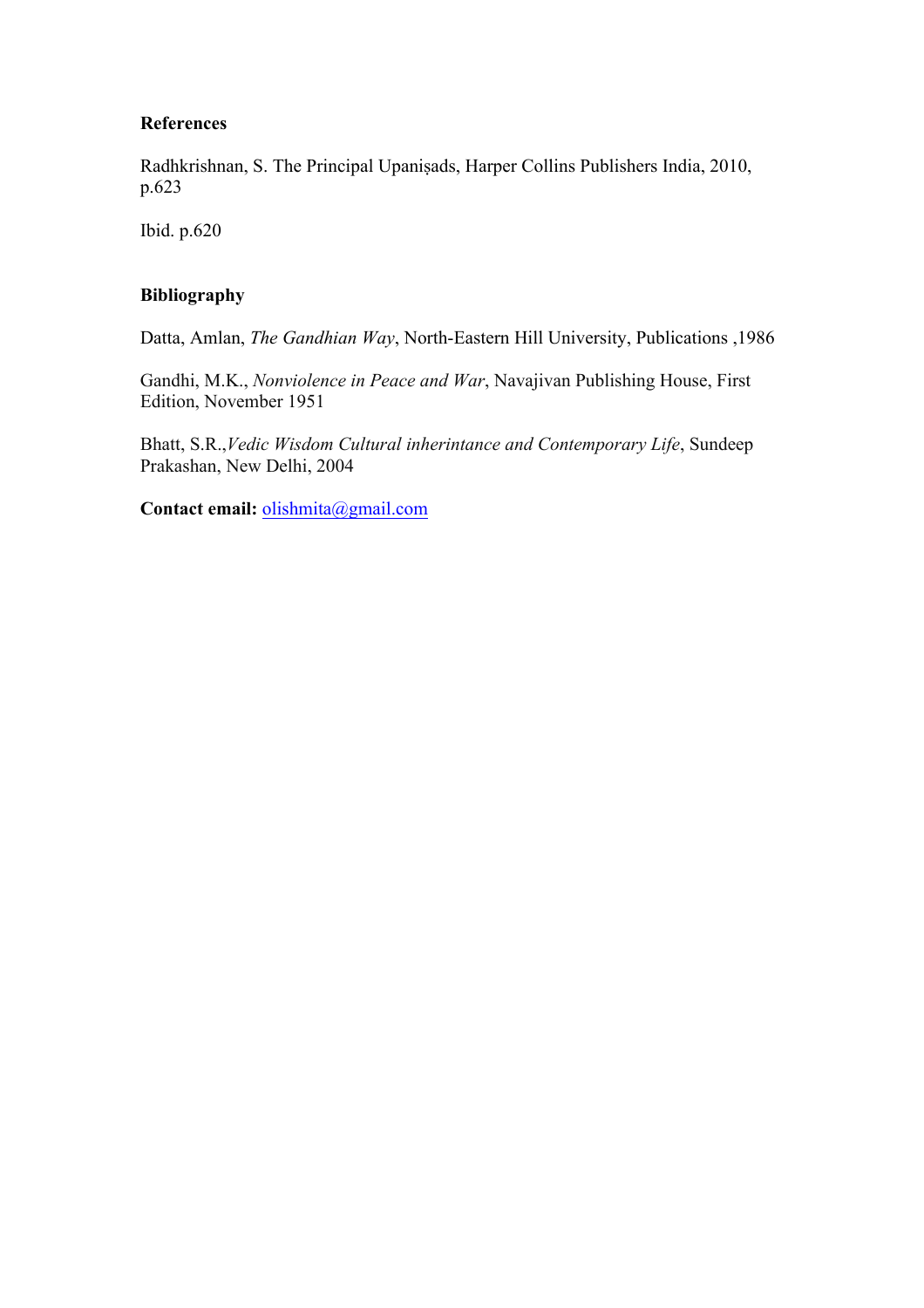**References**

Radhkrishnan, S. The Principal Upaniṣads, Harper Collins Publishers India, 2010, p.623

Ibid. p.620

**Bibliography**

Datta, Amlan, *The Gandhian Way*, North-Eastern Hill University, Publications ,1986

Gandhi, M.K., *Nonviolence in Peace and War*, Navajivan Publishing House, First Edition, November 1951

Bhatt, S.R.,*Vedic Wisdom Cultural inherintance and Contemporary Life*, Sundeep Prakashan, New Delhi, 2004

**Contact email:** olishmita@gmail.com